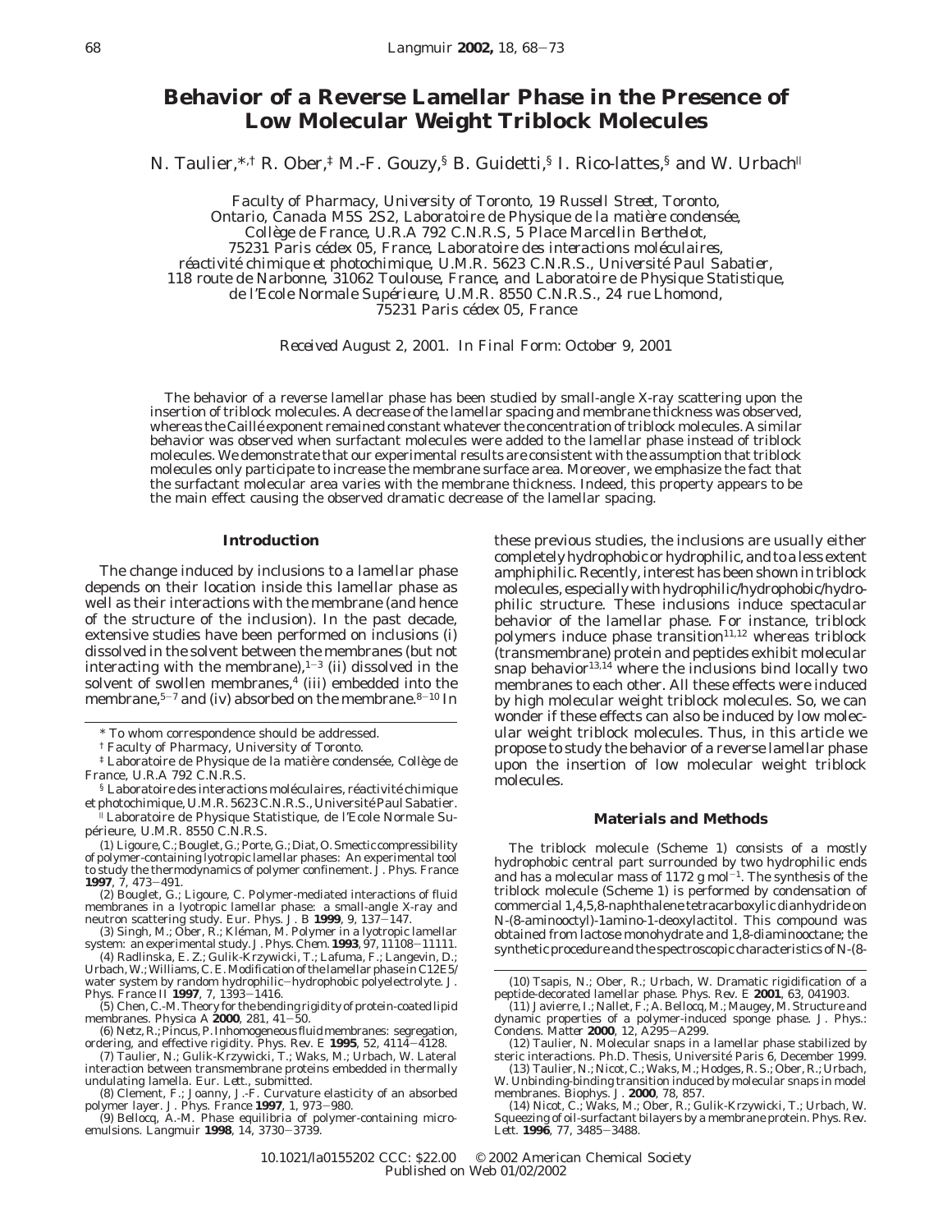# Behavior of a Reverse Lamellar Phase in the Presence of Low Molecular Weight Triblock Molecules

N. Taulier,*[,†] R. Ober,[‡] M.-F. Gouzy,[§] B. Guidetti,[§] I. Rico-lattes,[§] and W. Urbach[∥]

*Faculty of Pharmacy, University of Toronto, 19 Russell Street, Toronto, Ontario, Canada M5S 2S2, Laboratoire de Physique de la matière condensée, Collège de France, U.R.A 792 C.N.R.S, 5 Place Marcellin Berthelot, 75231 Paris cédex 05, France, Laboratoire des interactions moléculaires, réactivité chimique et photochimique, U.M.R. 5623 C.N.R.S., Université Paul Sabatier, 118 route de Narbonne, 31062 Toulouse, France, and Laboratoire de Physique Statistique, de l'Ecole Normale Supérieure, U.M.R. 8550 C.N.R.S., 24 rue Lhomond, 75231 Paris cédex 05, France*

*Received August 2, 2001. In Final Form: October 9, 2001*

The behavior of a reverse lamellar phase has been studied by small-angle X-ray scattering upon the insertion of triblock molecules. A decrease of the lamellar spacing and membrane thickness was observed, whereas the Caillé exponent remained constant whatever the concentration of triblock molecules. A similar behavior was observed when surfactant molecules were added to the lamellar phase instead of triblock molecules. We demonstrate that our experimental results are consistent with the assumption that triblock molecules only participate to increase the membrane surface area. Moreover, we emphasize the fact that the surfactant molecular area varies with the membrane thickness. Indeed, this property appears to be the main effect causing the observed dramatic decrease of the lamellar spacing.

## Introduction

The change induced by inclusions to a lamellar phase depends on their location inside this lamellar phase as well as their interactions with the membrane (and hence of the structure of the inclusion). In the past decade, extensive studies have been performed on inclusions (i) dissolved in the solvent between the membranes (but not interacting with the membrane),[1-3] (ii) dissolved in the solvent of swollen membranes,[4] (iii) embedded into the membrane,[5-7] and (iv) absorbed on the membrane.[8-10] In these previous studies, the inclusions are usually either completely hydrophobic or hydrophilic, and to a less extent amphiphilic. Recently, interest has been shown in triblock molecules, especially with hydrophilic/hydrophobic/hydrophilic structure. These inclusions induce spectacular behavior of the lamellar phase. For instance, triblock polymers induce phase transition[11,12] whereas triblock (transmembrane) protein and peptides exhibit molecular snap behavior[13,14] where the inclusions bind locally two membranes to each other. All these effects were induced by high molecular weight triblock molecules. So, we can wonder if these effects can also be induced by low molecular weight triblock molecules. Thus, in this article we propose to study the behavior of a reverse lamellar phase upon the insertion of low molecular weight triblock molecules.

## Materials and Methods

The triblock molecule (Scheme 1) consists of a mostly hydrophobic central part surrounded by two hydrophilic ends and has a molecular mass of 1172 g mol$^{-1}$. The synthesis of the triblock molecule (Scheme 1) is performed by condensation of commercial 1,4,5,8-naphthalene tetracarboxylic dianhydride on N-(8-aminooctyl)-1amino-1-deoxylactitol. This compound was obtained from lactose monohydrate and 1,8-diaminooctane; the synthetic procedure and the spectroscopic characteristics of N-(8-

---

\* To whom correspondence should be addressed.

† Faculty of Pharmacy, University of Toronto.

‡ Laboratoire de Physique de la matière condensée, Collège de France, U.R.A 792 C.N.R.S.

§ Laboratoire des interactions moléculaires, réactivité chimique et photochimique, U.M.R. 5623 C.N.R.S., Université Paul Sabatier.

∥ Laboratoire de Physique Statistique, de l'Ecole Normale Supérieure, U.M.R. 8550 C.N.R.S.

(1) Ligoure, C.; Bouglet, G.; Porte, G.; Diat, O. Smectic compressibility of polymer-containing lyotropic lamellar phases: An experimental tool to study the thermodynamics of polymer confinement. *J. Phys. France* **1997**, *7*, 473–491.

(2) Bouglet, G.; Ligoure, C. Polymer-mediated interactions of fluid membranes in a lyotropic lamellar phase: a small-angle X-ray and neutron scattering study. *Eur. Phys. J. B* **1999**, *9*, 137–147.

(3) Singh, M.; Ober, R.; Kléman, M. Polymer in a lyotropic lamellar system: an experimental study. *J. Phys. Chem.* **1993**, *97*, 11108–11111.

(4) Radlinska, E. Z.; Gulik-Krzywicki, T.; Lafuma, F.; Langevin, D.; Urbach, W.; Williams, C. E. Modification of the lamellar phase in C12E5/water system by random hydrophilic–hydrophobic polyelectrolyte. *J. Phys. France II* **1997**, *7*, 1393–1416.

(5) Chen, C.-M. Theory for the bending rigidity of protein-coated lipid membranes. *Physica A* **2000**, *281*, 41–50.

(6) Netz, R.; Pincus, P. Inhomogeneous fluid membranes: segregation, ordering, and effective rigidity. *Phys. Rev. E* **1995**, *52*, 4114–4128.

(7) Taulier, N.; Gulik-Krzywicki, T.; Waks, M.; Urbach, W. Lateral interaction between transmembrane proteins embedded in thermally undulating lamella. *Eur. Lett.*, submitted.

(8) Clement, F.; Joanny, J.-F. Curvature elasticity of an absorbed polymer layer. *J. Phys. France* **1997**, *1*, 973–980.

(9) Bellocq, A.-M. Phase equilibria of polymer-containing microemulsions. *Langmuir* **1998**, *14*, 3730–3739.

(10) Tsapis, N.; Ober, R.; Urbach, W. Dramatic rigidification of a peptide-decorated lamellar phase. *Phys. Rev. E* **2001**, *63*, 041903.

(11) Javierre, I.; Nallet, F.; A. Bellocq, M.; Maugey, M. Structure and dynamic properties of a polymer-induced sponge phase. *J. Phys.: Condens. Matter* **2000**, *12*, A295–A299.

(12) Taulier, N. Molecular snaps in a lamellar phase stabilized by steric interactions. Ph.D. Thesis, Université Paris 6, December 1999.

(13) Taulier, N.; Nicot, C.; Waks, M.; Hodges, R. S.; Ober, R.; Urbach, W. Unbinding-binding transition induced by molecular snaps in model membranes. *Biophys. J.* **2000**, *78*, 857.

(14) Nicot, C.; Waks, M.; Ober, R.; Gulik-Krzywicki, T.; Urbach, W. Squeezing of oil-surfactant bilayers by a membrane protein. *Phys. Rev. Lett.* **1996**, *77*, 3485–3488.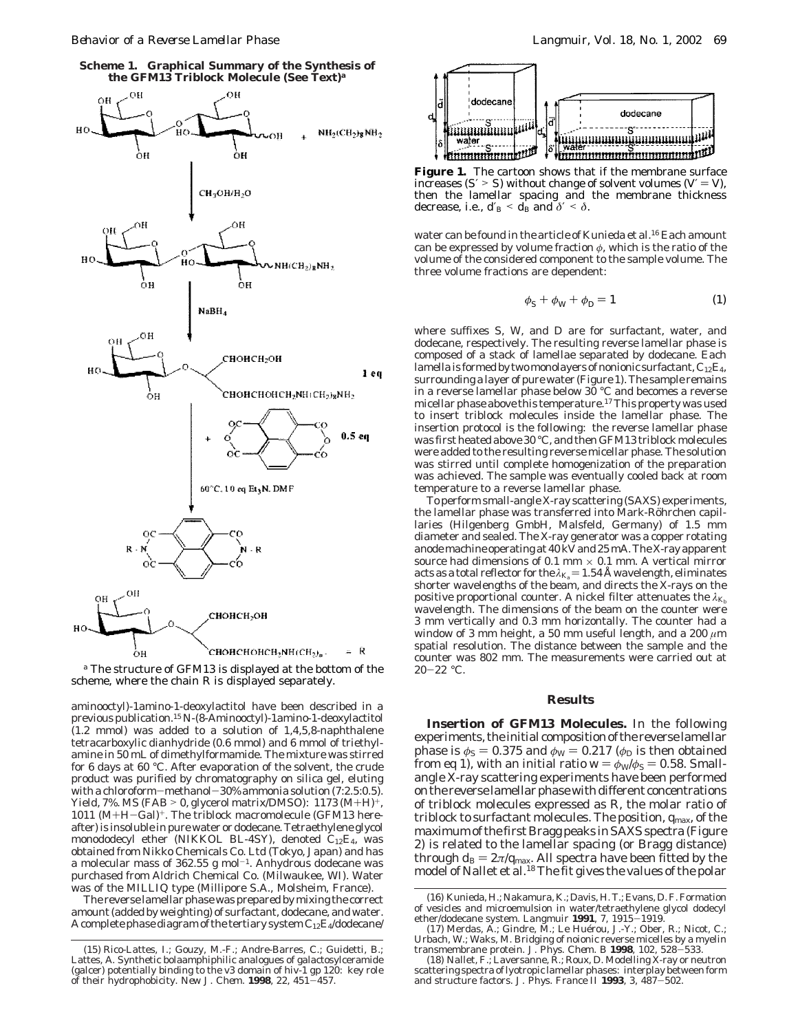**Scheme 1. Graphical Summary of the Synthesis of the GFM13 Triblock Molecule (See Text)[a]**

[a] The structure of GFM13 is displayed at the bottom of the scheme, where the chain R is displayed separately.

aminooctyl)-1amino-1-deoxylactitol have been described in a previous publication.[15] N-(8-Aminooctyl)-1amino-1-deoxylactitol (1.2 mmol) was added to a solution of 1,4,5,8-naphthalene tetracarboxylic dianhydride (0.6 mmol) and 6 mmol of triethylamine in 50 mL of dimethylformamide. The mixture was stirred for 6 days at 60 °C. After evaporation of the solvent, the crude product was purified by chromatography on silica gel, eluting with a chloroform–methanol–30% ammonia solution (7:2.5:0.5). Yield, 7%. MS (FAB > 0, glycerol matrix/DMSO): 1173 $(M+H)^+$, 1011 $(M+H-Gal)^+$. The triblock macromolecule (GFM13 hereafter) is insoluble in pure water or dodecane. Tetraethylene glycol monododecyl ether (NIKKOL BL-4SY), denoted $C_{12}E_4$, was obtained from Nikko Chemicals Co. Ltd (Tokyo, Japan) and has a molecular mass of 362.55 g mol$^{-1}$. Anhydrous dodecane was purchased from Aldrich Chemical Co. (Milwaukee, WI). Water was of the MILLIQ type (Millipore S.A., Molsheim, France).

The reverse lamellar phase was prepared by mixing the correct amount (added by weighting) of surfactant, dodecane, and water. A complete phase diagram of the tertiary system $C_{12}E_4$/dodecane/water can be found in the article of Kunieda et al.[16] Each amount can be expressed by volume fraction $\phi$, which is the ratio of the volume of the considered component to the sample volume. The three volume fractions are dependent:

$$\phi_S + \phi_W + \phi_D = 1 \qquad (1)$$

where suffixes S, W, and D are for surfactant, water, and dodecane, respectively. The resulting reverse lamellar phase is composed of a stack of lamellae separated by dodecane. Each lamella is formed by two monolayers of nonionic surfactant, $C_{12}E_4$, surrounding a layer of pure water (Figure 1). The sample remains in a reverse lamellar phase below 30 °C and becomes a reverse micellar phase above this temperature.[17] This property was used to insert triblock molecules inside the lamellar phase. The insertion protocol is the following: the reverse lamellar phase was first heated above 30 °C, and then GFM13 triblock molecules were added to the resulting reverse micellar phase. The solution was stirred until complete homogenization of the preparation was achieved. The sample was eventually cooled back at room temperature to a reverse lamellar phase.

To perform small-angle X-ray scattering (SAXS) experiments, the lamellar phase was transferred into Mark-Röhrchen capillaries (Hilgenberg GmbH, Malsfeld, Germany) of 1.5 mm diameter and sealed. The X-ray generator was a copper rotating anode machine operating at 40 kV and 25 mA. The X-ray apparent source had dimensions of 0.1 mm × 0.1 mm. A vertical mirror acts as a total reflector for the $\lambda_{K_\alpha} = 1.54$ Å wavelength, eliminates shorter wavelengths of the beam, and directs the X-rays on the positive proportional counter. A nickel filter attenuates the $\lambda_{K_\beta}$ wavelength. The dimensions of the beam on the counter were 3 mm vertically and 0.3 mm horizontally. The counter had a window of 3 mm height, a 50 mm useful length, and a 200 $\mu$m spatial resolution. The distance between the sample and the counter was 802 mm. The measurements were carried out at 20–22 °C.

**Figure 1.** The cartoon shows that if the membrane surface increases ($S' > S$) without change of solvent volumes ($V' = V$), then the lamellar spacing and the membrane thickness decrease, i.e., $d'_B < d_B$ and $\delta' < \delta$.

## Results

**Insertion of GFM13 Molecules.** In the following experiments, the initial composition of the reverse lamellar phase is $\phi_S = 0.375$ and $\phi_W = 0.217$ ($\phi_D$ is then obtained from eq 1), with an initial ratio $w = \phi_W/\phi_S = 0.58$. Small-angle X-ray scattering experiments have been performed on the reverse lamellar phase with different concentrations of triblock molecules expressed as R, the molar ratio of triblock to surfactant molecules. The position, $q_{max}$, of the maximum of the first Bragg peaks in SAXS spectra (Figure 2) is related to the lamellar spacing (or Bragg distance) through $d_B = 2\pi/q_{max}$. All spectra have been fitted by the model of Nallet et al.[18] The fit gives the values of the polar

(15) Rico-Lattes, I.; Gouzy, M.-F.; Andre-Barres, C.; Guidetti, B.; Lattes, A. Synthetic bolaamphiphilic analogues of galactosylceramide (galcer) potentially binding to the v3 domain of hiv-1 gp 120: key role of their hydrophobicity. *New J. Chem.* **1998**, 22, 451–457.

(16) Kunieda, H.; Nakamura, K.; Davis, H. T.; Evans, D. F. Formation of vesicles and microemulsion in water/tetraethylene glycol dodecyl ether/dodecane system. *Langmuir* **1991**, 7, 1915–1919.

(17) Merdas, A.; Gindre, M.; Le Huérou, J.-Y.; Ober, R.; Nicot, C.; Urbach, W.; Waks, M. Bridging of noionic reverse micelles by a myelin transmembrane protein. *J. Phys. Chem. B* **1998**, 102, 528–533.

(18) Nallet, F.; Laversanne, R.; Roux, D. Modelling X-ray or neutron scattering spectra of lyotropic lamellar phases: interplay between form and structure factors. *J. Phys. France II* **1993**, 3, 487–502.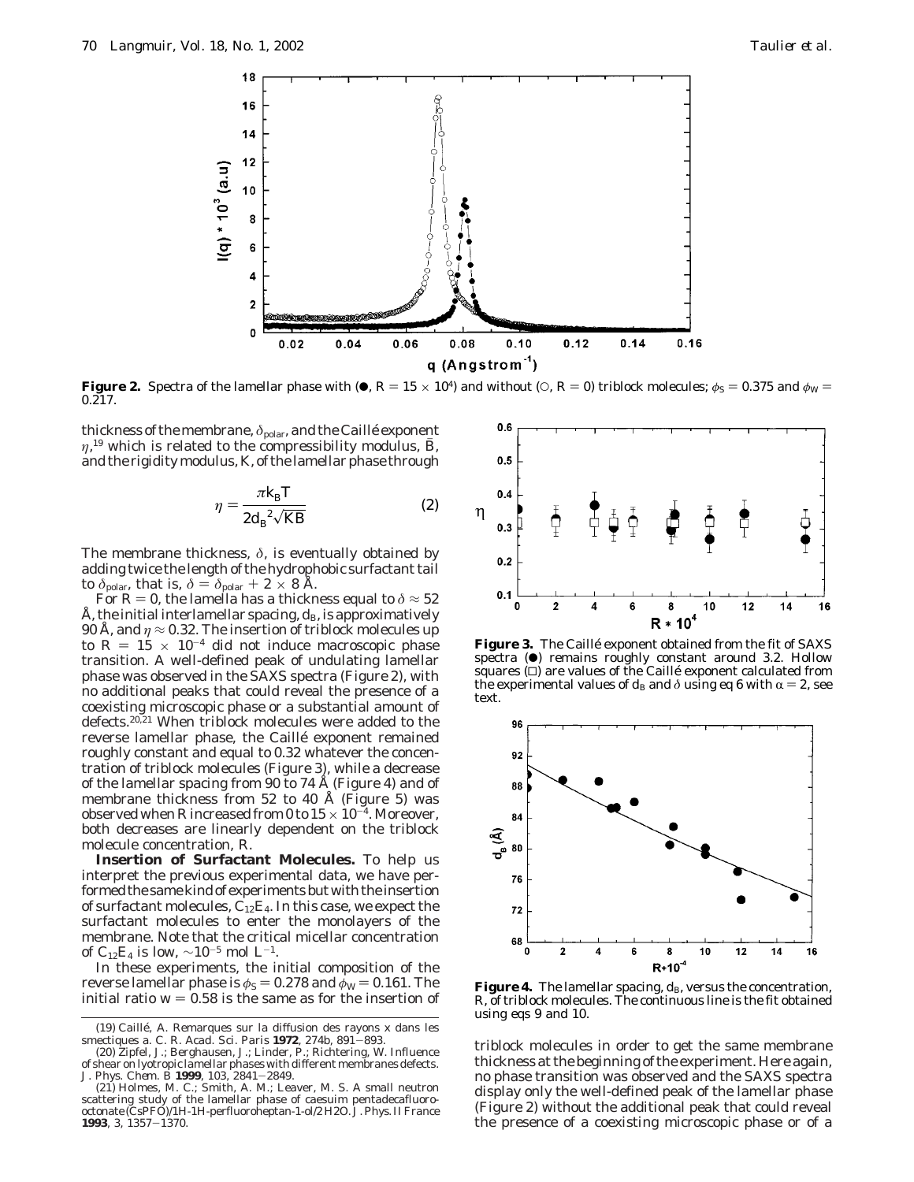Figure 2. Spectra of the lamellar phase with (●, $R = 15 \times 10^4$) and without (○, $R = 0$) triblock molecules; $\phi_S = 0.375$ and $\phi_W = 0.217$.

thickness of the membrane, $\delta_{polar}$, and the Caillé exponent $\eta$,[19] which is related to the compressibility modulus, $\bar{B}$, and the rigidity modulus, $K$, of the lamellar phase through

$$\eta = \frac{\pi k_B T}{2 d_B^2 \sqrt{K \bar{B}}} \qquad (2)$$

The membrane thickness, $\delta$, is eventually obtained by adding twice the length of the hydrophobic surfactant tail to $\delta_{polar}$, that is, $\delta = \delta_{polar} + 2 \times 8$ Å.

For $R = 0$, the lamella has a thickness equal to $\delta \approx 52$ Å, the initial interlamellar spacing, $d_B$, is approximatively 90 Å, and $\eta \approx 0.32$. The insertion of triblock molecules up to $R = 15 \times 10^{-4}$ did not induce macroscopic phase transition. A well-defined peak of undulating lamellar phase was observed in the SAXS spectra (Figure 2), with no additional peaks that could reveal the presence of a coexisting microscopic phase or a substantial amount of defects.[20,21] When triblock molecules were added to the reverse lamellar phase, the Caillé exponent remained roughly constant and equal to 0.32 whatever the concentration of triblock molecules (Figure 3), while a decrease of the lamellar spacing from 90 to 74 Å (Figure 4) and of membrane thickness from 52 to 40 Å (Figure 5) was observed when $R$ increased from 0 to $15 \times 10^{-4}$. Moreover, both decreases are linearly dependent on the triblock molecule concentration, $R$.

**Insertion of Surfactant Molecules.** To help us interpret the previous experimental data, we have performed the same kind of experiments but with the insertion of surfactant molecules, $C_{12}E_4$. In this case, we expect the surfactant molecules to enter the monolayers of the membrane. Note that the critical micellar concentration of $C_{12}E_4$ is low, $\sim 10^{-5}$ mol L$^{-1}$.

In these experiments, the initial composition of the reverse lamellar phase is $\phi_S = 0.278$ and $\phi_W = 0.161$. The initial ratio $w = 0.58$ is the same as for the insertion of triblock molecules in order to get the same membrane thickness at the beginning of the experiment. Here again, no phase transition was observed and the SAXS spectra display only the well-defined peak of the lamellar phase (Figure 2) without the additional peak that could reveal the presence of a coexisting microscopic phase or of a

Figure 3. The Caillé exponent obtained from the fit of SAXS spectra (●) remains roughly constant around 3.2. Hollow squares (□) are values of the Caillé exponent calculated from the experimental values of $d_B$ and $\delta$ using eq 6 with $\alpha = 2$, see text.

Figure 4. The lamellar spacing, $d_B$, versus the concentration, $R$, of triblock molecules. The continuous line is the fit obtained using eqs 9 and 10.

(19) Caillé, A. Remarques sur la diffusion des rayons x dans les smectiques a. *C. R. Acad. Sci. Paris* **1972**, 274b, 891–893.

(20) Zipfel, J.; Berghausen, J.; Linder, P.; Richtering, W. Influence of shear on lyotropic lamellar phases with different membranes defects. *J. Phys. Chem. B* **1999**, 103, 2841–2849.

(21) Holmes, M. C.; Smith, A. M.; Leaver, M. S. A small neutron scattering study of the lamellar phase of caesuim pentadecafluorooctonate (CsPFO)/1H-1H-perfluoroheptan-1-ol/2H2O. *J. Phys. II France* **1993**, 3, 1357–1370.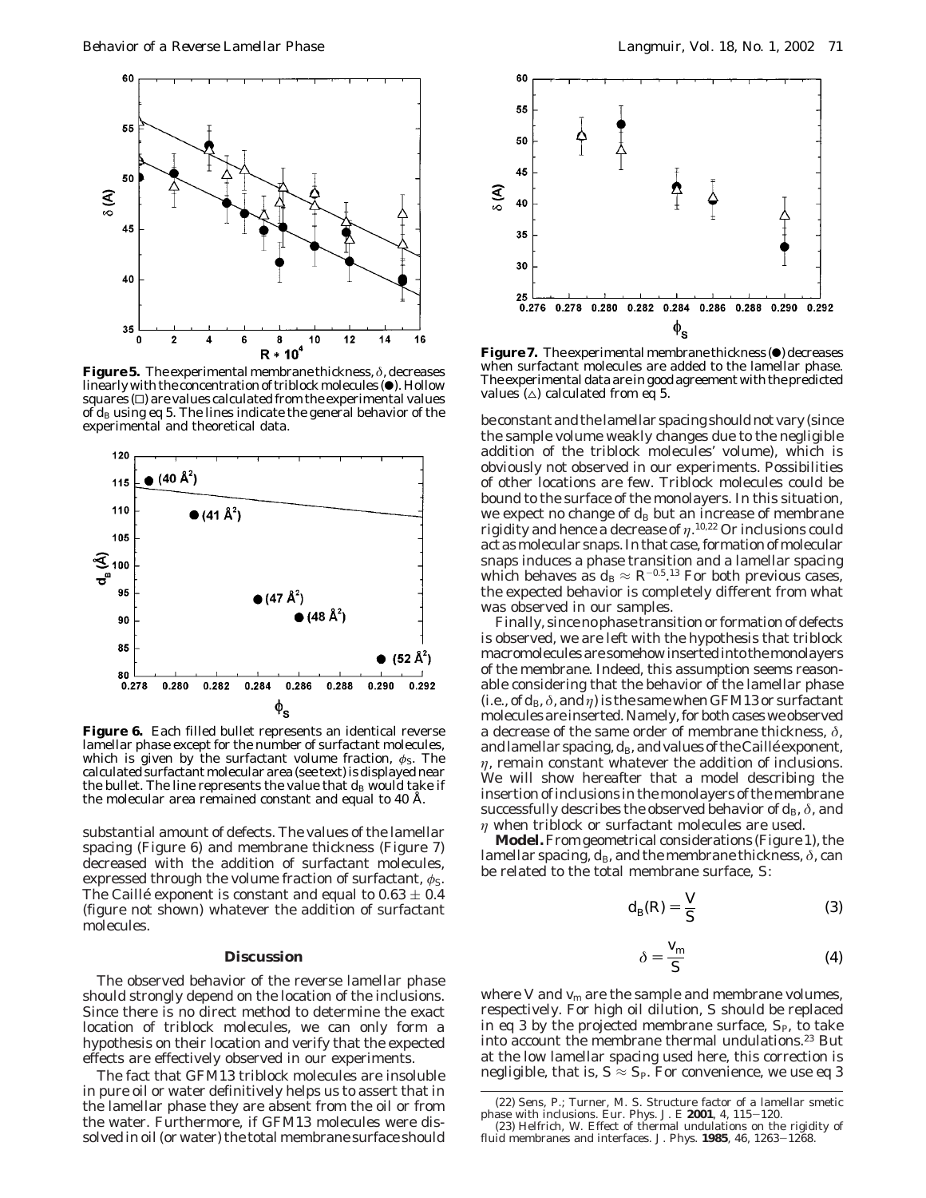**Figure 5.** The experimental membrane thickness, $\delta$, decreases linearly with the concentration of triblock molecules (●). Hollow squares (□) are values calculated from the experimental values of $d_B$ using eq 5. The lines indicate the general behavior of the experimental and theoretical data.

**Figure 6.** Each filled bullet represents an identical reverse lamellar phase except for the number of surfactant molecules, which is given by the surfactant volume fraction, $\phi_S$. The calculated surfactant molecular area (see text) is displayed near the bullet. The line represents the value that $d_B$ would take if the molecular area remained constant and equal to 40 Å.

substantial amount of defects. The values of the lamellar spacing (Figure 6) and membrane thickness (Figure 7) decreased with the addition of surfactant molecules, expressed through the volume fraction of surfactant, $\phi_S$. The Caillé exponent is constant and equal to 0.63 ± 0.4 (figure not shown) whatever the addition of surfactant molecules.

## Discussion

The observed behavior of the reverse lamellar phase should strongly depend on the location of the inclusions. Since there is no direct method to determine the exact location of triblock molecules, we can only form a hypothesis on their location and verify that the expected effects are effectively observed in our experiments.

The fact that GFM13 triblock molecules are insoluble in pure oil or water definitively helps us to assert that in the lamellar phase they are absent from the oil or from the water. Furthermore, if GFM13 molecules were dissolved in oil (or water) the total membrane surface should

**Figure 7.** The experimental membrane thickness (●) decreases when surfactant molecules are added to the lamellar phase. The experimental data are in good agreement with the predicted values (△) calculated from eq 5.

be constant and the lamellar spacing should not vary (since the sample volume weakly changes due to the negligible addition of the triblock molecules' volume), which is obviously not observed in our experiments. Possibilities of other locations are few. Triblock molecules could be bound to the surface of the monolayers. In this situation, we expect no change of $d_B$ but an increase of membrane rigidity and hence a decrease of $\eta$.[10,22] Or inclusions could act as molecular snaps. In that case, formation of molecular snaps induces a phase transition and a lamellar spacing which behaves as $d_B \approx R^{-0.5}$.[13] For both previous cases, the expected behavior is completely different from what was observed in our samples.

Finally, since no phase transition or formation of defects is observed, we are left with the hypothesis that triblock macromolecules are somehow inserted into the monolayers of the membrane. Indeed, this assumption seems reasonable considering that the behavior of the lamellar phase (i.e., of $d_B$, $\delta$, and $\eta$) is the same when GFM13 or surfactant molecules are inserted. Namely, for both cases we observed a decrease of the same order of membrane thickness, $\delta$, and lamellar spacing, $d_B$, and values of the Caillé exponent, $\eta$, remain constant whatever the addition of inclusions. We will show hereafter that a model describing the insertion of inclusions in the monolayers of the membrane successfully describes the observed behavior of $d_B$, $\delta$, and $\eta$ when triblock or surfactant molecules are used.

**Model.** From geometrical considerations (Figure 1), the lamellar spacing, $d_B$, and the membrane thickness, $\delta$, can be related to the total membrane surface, $S$:

$$d_B(R) = \frac{V}{S} \tag{3}$$

$$\delta = \frac{v_m}{S} \tag{4}$$

where $V$ and $v_m$ are the sample and membrane volumes, respectively. For high oil dilution, $S$ should be replaced in eq 3 by the projected membrane surface, $S_P$, to take into account the membrane thermal undulations.[23] But at the low lamellar spacing used here, this correction is negligible, that is, $S \approx S_P$. For convenience, we use eq 3

(22) Sens, P.; Turner, M. S. Structure factor of a lamellar smetic phase with inclusions. *Eur. Phys. J. E* **2001**, *4*, 115–120.

(23) Helfrich, W. Effect of thermal undulations on the rigidity of fluid membranes and interfaces. *J. Phys.* **1985**, *46*, 1263–1268.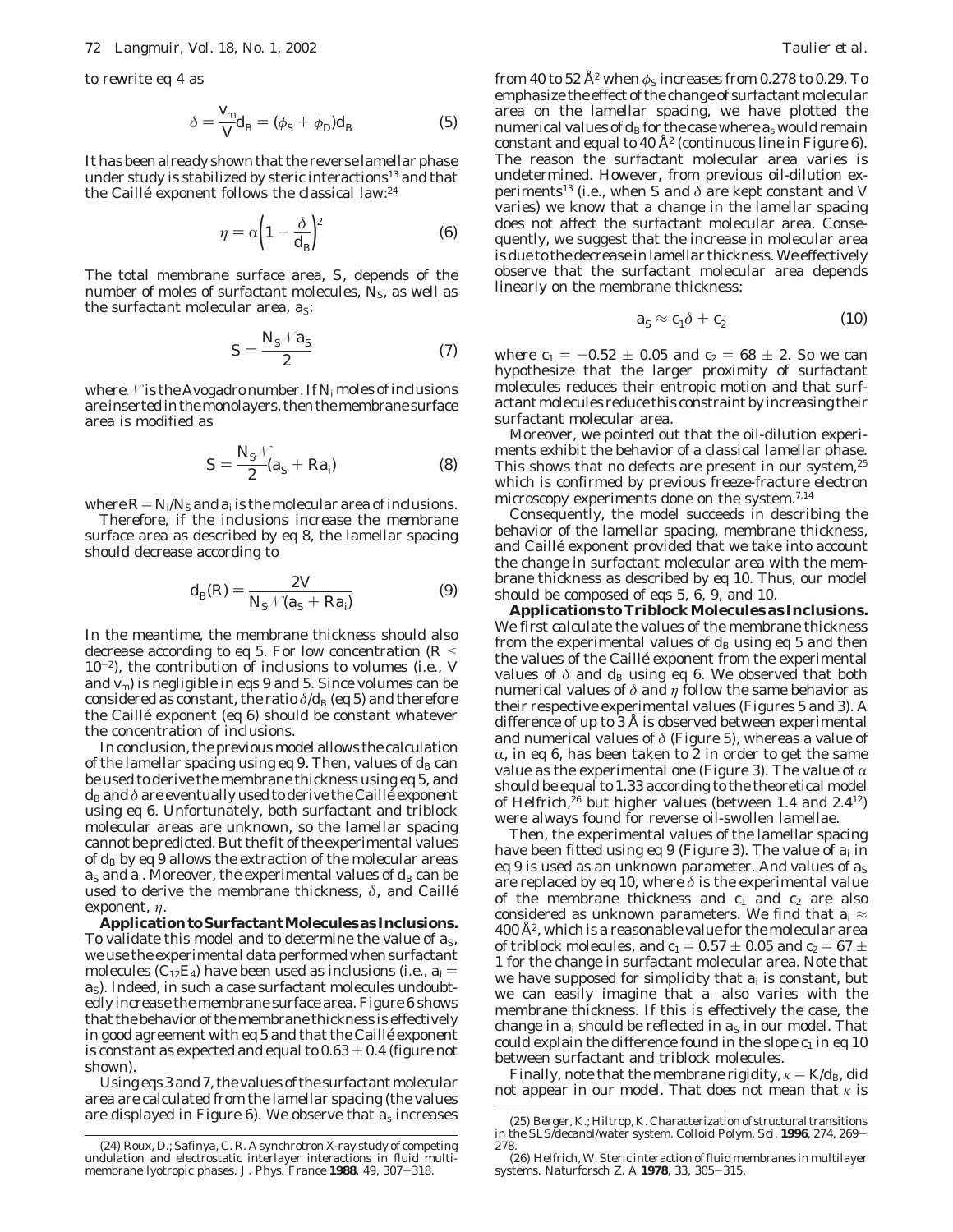to rewrite eq 4 as

$$\delta = \frac{v_m}{V} d_B = (\phi_S + \phi_D) d_B \tag{5}$$

It has been already shown that the reverse lamellar phase under study is stabilized by steric interactions[13] and that the Caillé exponent follows the classical law:[24]

$$\eta = \alpha \left(1 - \frac{\delta}{d_B}\right)^2 \tag{6}$$

The total membrane surface area, $S$, depends of the number of moles of surfactant molecules, $N_S$, as well as the surfactant molecular area, $a_S$:

$$S = \frac{N_S \mathcal{N} a_S}{2} \tag{7}$$

where $\mathcal{N}$ is the Avogadro number. If $N_i$ moles of inclusions are inserted in the monolayers, then the membrane surface area is modified as

$$S = \frac{N_S \mathcal{N}}{2}(a_S + R a_i) \tag{8}$$

where $R = N_i/N_S$ and $a_i$ is the molecular area of inclusions.

Therefore, if the inclusions increase the membrane surface area as described by eq 8, the lamellar spacing should decrease according to

$$d_B(R) = \frac{2V}{N_S \mathcal{N}(a_S + R a_i)} \tag{9}$$

In the meantime, the membrane thickness should also decrease according to eq 5. For low concentration ($R < 10^{-2}$), the contribution of inclusions to volumes (i.e., $V$ and $v_m$) is negligible in eqs 9 and 5. Since volumes can be considered as constant, the ratio $\delta/d_B$ (eq 5) and therefore the Caillé exponent (eq 6) should be constant whatever the concentration of inclusions.

In conclusion, the previous model allows the calculation of the lamellar spacing using eq 9. Then, values of $d_B$ can be used to derive the membrane thickness using eq 5, and $d_B$ and $\delta$ are eventually used to derive the Caillé exponent using eq 6. Unfortunately, both surfactant and triblock molecular areas are unknown, so the lamellar spacing cannot be predicted. But the fit of the experimental values of $d_B$ by eq 9 allows the extraction of the molecular areas $a_S$ and $a_i$. Moreover, the experimental values of $d_B$ can be used to derive the membrane thickness, $\delta$, and Caillé exponent, $\eta$.

**Application to Surfactant Molecules as Inclusions.** To validate this model and to determine the value of $a_S$, we use the experimental data performed when surfactant molecules ($C_{12}E_4$) have been used as inclusions (i.e., $a_i = a_S$). Indeed, in such a case surfactant molecules undoubtedly increase the membrane surface area. Figure 6 shows that the behavior of the membrane thickness is effectively in good agreement with eq 5 and that the Caillé exponent is constant as expected and equal to $0.63 \pm 0.4$ (figure not shown).

Using eqs 3 and 7, the values of the surfactant molecular area are calculated from the lamellar spacing (the values are displayed in Figure 6). We observe that $a_s$ increases from 40 to 52 Å$^2$ when $\phi_S$ increases from 0.278 to 0.29. To emphasize the effect of the change of surfactant molecular area on the lamellar spacing, we have plotted the numerical values of $d_B$ for the case where $a_s$ would remain constant and equal to 40 Å$^2$ (continuous line in Figure 6). The reason the surfactant molecular area varies is undetermined. However, from previous oil-dilution experiments[13] (i.e., when $S$ and $\delta$ are kept constant and $V$ varies) we know that a change in the lamellar spacing does not affect the surfactant molecular area. Consequently, we suggest that the increase in molecular area is due to the decrease in lamellar thickness. We effectively observe that the surfactant molecular area depends linearly on the membrane thickness:

$$a_S \approx c_1 \delta + c_2 \tag{10}$$

where $c_1 = -0.52 \pm 0.05$ and $c_2 = 68 \pm 2$. So we can hypothesize that the larger proximity of surfactant molecules reduces their entropic motion and that surfactant molecules reduce this constraint by increasing their surfactant molecular area.

Moreover, we pointed out that the oil-dilution experiments exhibit the behavior of a classical lamellar phase. This shows that no defects are present in our system,[25] which is confirmed by previous freeze-fracture electron microscopy experiments done on the system.[7,14]

Consequently, the model succeeds in describing the behavior of the lamellar spacing, membrane thickness, and Caillé exponent provided that we take into account the change in surfactant molecular area with the membrane thickness as described by eq 10. Thus, our model should be composed of eqs 5, 6, 9, and 10.

**Applications to Triblock Molecules as Inclusions.** We first calculate the values of the membrane thickness from the experimental values of $d_B$ using eq 5 and then the values of the Caillé exponent from the experimental values of $\delta$ and $d_B$ using eq 6. We observed that both numerical values of $\delta$ and $\eta$ follow the same behavior as their respective experimental values (Figures 5 and 3). A difference of up to 3 Å is observed between experimental and numerical values of $\delta$ (Figure 5), whereas a value of $\alpha$, in eq 6, has been taken to 2 in order to get the same value as the experimental one (Figure 3). The value of $\alpha$ should be equal to 1.33 according to the theoretical model of Helfrich,[26] but higher values (between 1.4 and 2.4[12]) were always found for reverse oil-swollen lamellae.

Then, the experimental values of the lamellar spacing have been fitted using eq 9 (Figure 3). The value of $a_i$ in eq 9 is used as an unknown parameter. And values of $a_S$ are replaced by eq 10, where $\delta$ is the experimental value of the membrane thickness and $c_1$ and $c_2$ are also considered as unknown parameters. We find that $a_i \approx 400$ Å$^2$, which is a reasonable value for the molecular area of triblock molecules, and $c_1 = 0.57 \pm 0.05$ and $c_2 = 67 \pm 1$ for the change in surfactant molecular area. Note that we have supposed for simplicity that $a_i$ is constant, but we can easily imagine that $a_i$ also varies with the membrane thickness. If this is effectively the case, the change in $a_i$ should be reflected in $a_S$ in our model. That could explain the difference found in the slope $c_1$ in eq 10 between surfactant and triblock molecules.

Finally, note that the membrane rigidity, $\kappa = K/d_B$, did not appear in our model. That does not mean that $\kappa$ is

(24) Roux, D.; Safinya, C. R. A synchrotron X-ray study of competing undulation and electrostatic interlayer interactions in fluid multimembrane lyotropic phases. *J. Phys. France* **1988**, *49*, 307–318.

(25) Berger, K.; Hiltrop, K. Characterization of structural transitions in the SLS/decanol/water system. *Colloid Polym. Sci.* **1996**, *274*, 269–278.

(26) Helfrich, W. Steric interaction of fluid membranes in multilayer systems. *Naturforsch Z. A* **1978**, *33*, 305–315.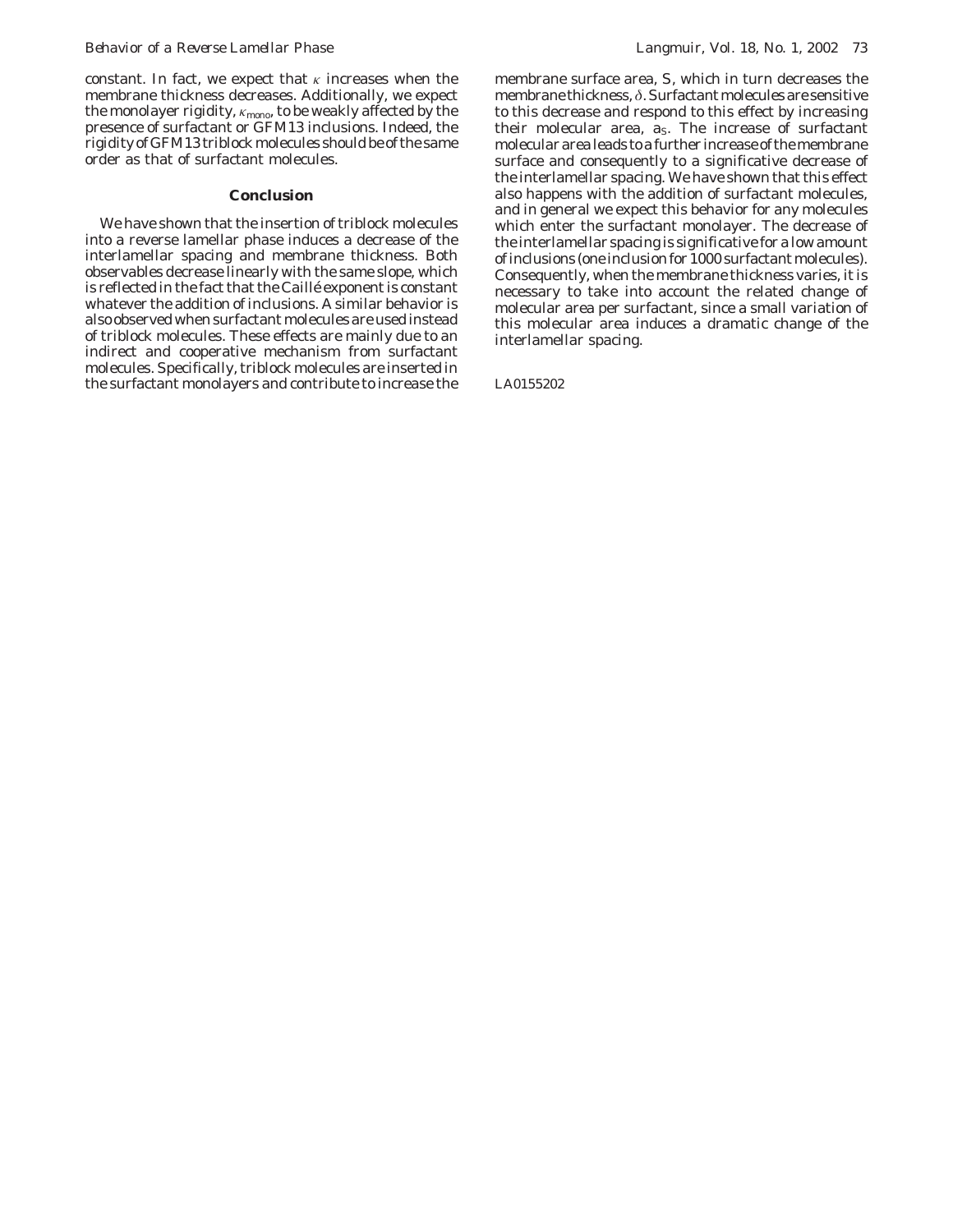constant. In fact, we expect that $\kappa$ increases when the membrane thickness decreases. Additionally, we expect the monolayer rigidity, $\kappa_{mono}$, to be weakly affected by the presence of surfactant or GFM13 inclusions. Indeed, the rigidity of GFM13 triblock molecules should be of the same order as that of surfactant molecules.

## Conclusion

We have shown that the insertion of triblock molecules into a reverse lamellar phase induces a decrease of the interlamellar spacing and membrane thickness. Both observables decrease linearly with the same slope, which is reflected in the fact that the Caillé exponent is constant whatever the addition of inclusions. A similar behavior is also observed when surfactant molecules are used instead of triblock molecules. These effects are mainly due to an indirect and cooperative mechanism from surfactant molecules. Specifically, triblock molecules are inserted in the surfactant monolayers and contribute to increase the membrane surface area, $S$, which in turn decreases the membrane thickness, $\delta$. Surfactant molecules are sensitive to this decrease and respond to this effect by increasing their molecular area, $a_S$. The increase of surfactant molecular area leads to a further increase of the membrane surface and consequently to a significative decrease of the interlamellar spacing. We have shown that this effect also happens with the addition of surfactant molecules, and in general we expect this behavior for any molecules which enter the surfactant monolayer. The decrease of the interlamellar spacing is significative for a low amount of inclusions (one inclusion for 1000 surfactant molecules). Consequently, when the membrane thickness varies, it is necessary to take into account the related change of molecular area per surfactant, since a small variation of this molecular area induces a dramatic change of the interlamellar spacing.

LA0155202